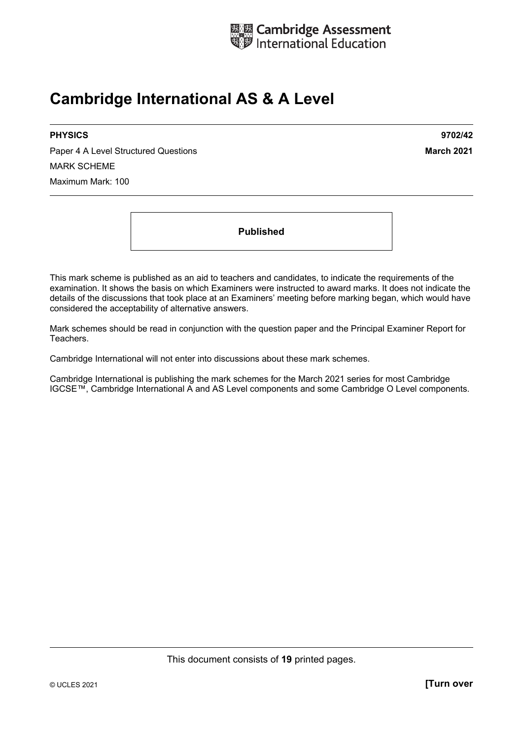Cambridge Assessment International Education

# Cambridge International AS & A Level

**PHYSICS** **9702/42**

Paper 4 A Level Structured Questions **March 2021**

MARK SCHEME

Maximum Mark: 100

**Published**

This mark scheme is published as an aid to teachers and candidates, to indicate the requirements of the examination. It shows the basis on which Examiners were instructed to award marks. It does not indicate the details of the discussions that took place at an Examiners' meeting before marking began, which would have considered the acceptability of alternative answers.

Mark schemes should be read in conjunction with the question paper and the Principal Examiner Report for Teachers.

Cambridge International will not enter into discussions about these mark schemes.

Cambridge International is publishing the mark schemes for the March 2021 series for most Cambridge IGCSE™, Cambridge International A and AS Level components and some Cambridge O Level components.

This document consists of **19** printed pages.

© UCLES 2021 **[Turn over**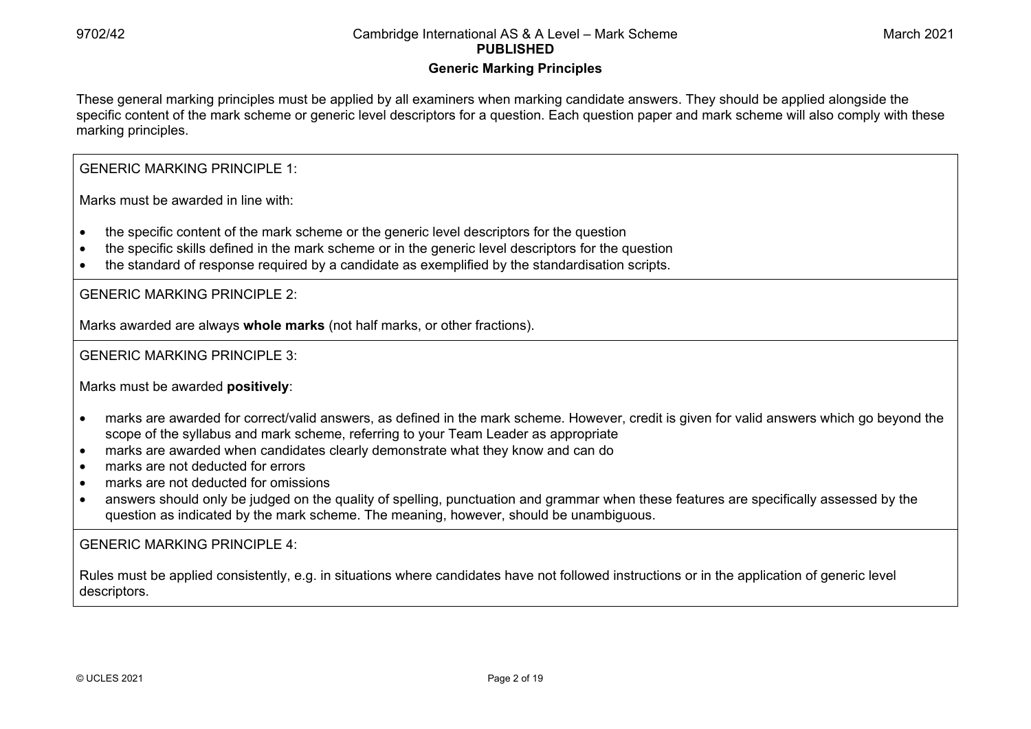## Generic Marking Principles

These general marking principles must be applied by all examiners when marking candidate answers. They should be applied alongside the specific content of the mark scheme or generic level descriptors for a question. Each question paper and mark scheme will also comply with these marking principles.

GENERIC MARKING PRINCIPLE 1:

Marks must be awarded in line with:

- the specific content of the mark scheme or the generic level descriptors for the question
- the specific skills defined in the mark scheme or in the generic level descriptors for the question
- the standard of response required by a candidate as exemplified by the standardisation scripts.

GENERIC MARKING PRINCIPLE 2:

Marks awarded are always **whole marks** (not half marks, or other fractions).

GENERIC MARKING PRINCIPLE 3:

Marks must be awarded **positively**:

- marks are awarded for correct/valid answers, as defined in the mark scheme. However, credit is given for valid answers which go beyond the scope of the syllabus and mark scheme, referring to your Team Leader as appropriate
- marks are awarded when candidates clearly demonstrate what they know and can do
- marks are not deducted for errors
- marks are not deducted for omissions
- answers should only be judged on the quality of spelling, punctuation and grammar when these features are specifically assessed by the question as indicated by the mark scheme. The meaning, however, should be unambiguous.

GENERIC MARKING PRINCIPLE 4:

Rules must be applied consistently, e.g. in situations where candidates have not followed instructions or in the application of generic level descriptors.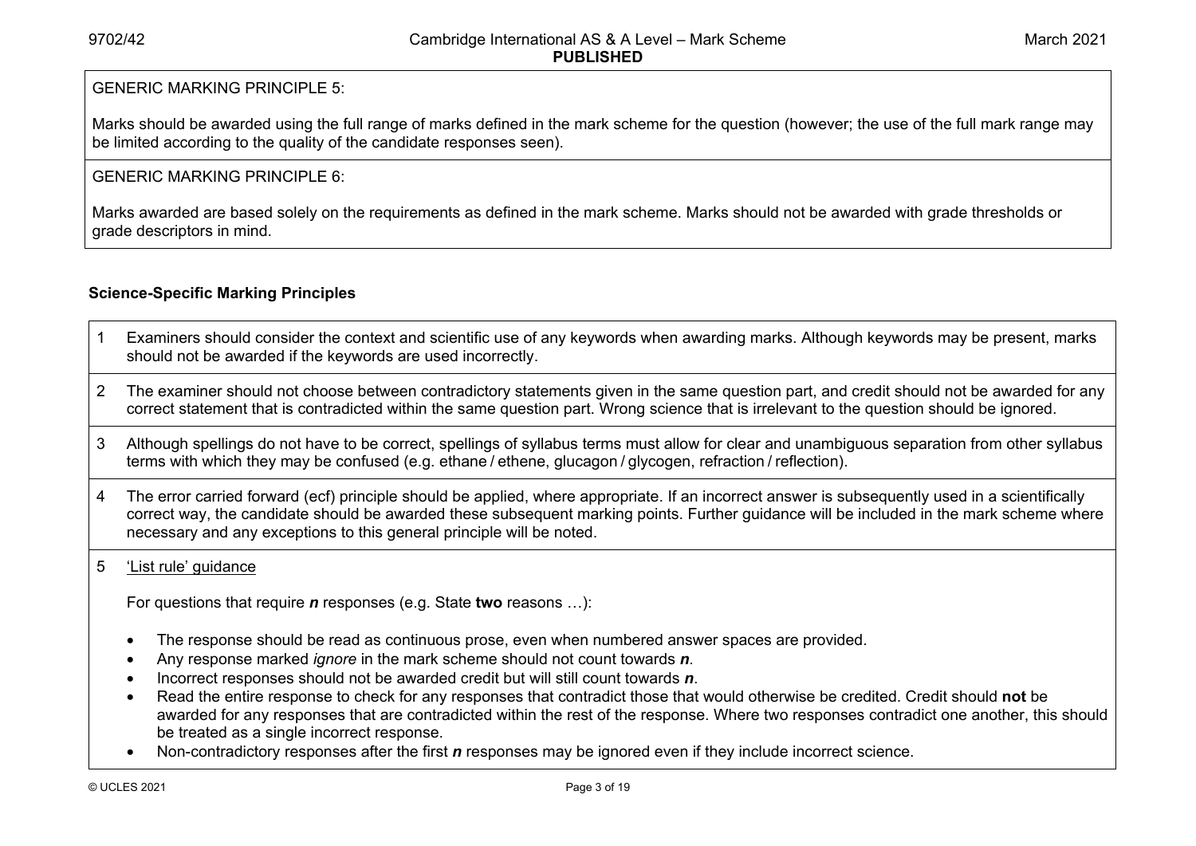GENERIC MARKING PRINCIPLE 5:

Marks should be awarded using the full range of marks defined in the mark scheme for the question (however; the use of the full mark range may be limited according to the quality of the candidate responses seen).

GENERIC MARKING PRINCIPLE 6:

Marks awarded are based solely on the requirements as defined in the mark scheme. Marks should not be awarded with grade thresholds or grade descriptors in mind.

### Science-Specific Marking Principles

1. Examiners should consider the context and scientific use of any keywords when awarding marks. Although keywords may be present, marks should not be awarded if the keywords are used incorrectly.

2. The examiner should not choose between contradictory statements given in the same question part, and credit should not be awarded for any correct statement that is contradicted within the same question part. Wrong science that is irrelevant to the question should be ignored.

3. Although spellings do not have to be correct, spellings of syllabus terms must allow for clear and unambiguous separation from other syllabus terms with which they may be confused (e.g. ethane / ethene, glucagon / glycogen, refraction / reflection).

4. The error carried forward (ecf) principle should be applied, where appropriate. If an incorrect answer is subsequently used in a scientifically correct way, the candidate should be awarded these subsequent marking points. Further guidance will be included in the mark scheme where necessary and any exceptions to this general principle will be noted.

5. 'List rule' guidance

   For questions that require ***n*** responses (e.g. State **two** reasons …):

   - The response should be read as continuous prose, even when numbered answer spaces are provided.
   - Any response marked *ignore* in the mark scheme should not count towards ***n***.
   - Incorrect responses should not be awarded credit but will still count towards ***n***.
   - Read the entire response to check for any responses that contradict those that would otherwise be credited. Credit should **not** be awarded for any responses that are contradicted within the rest of the response. Where two responses contradict one another, this should be treated as a single incorrect response.
   - Non-contradictory responses after the first ***n*** responses may be ignored even if they include incorrect science.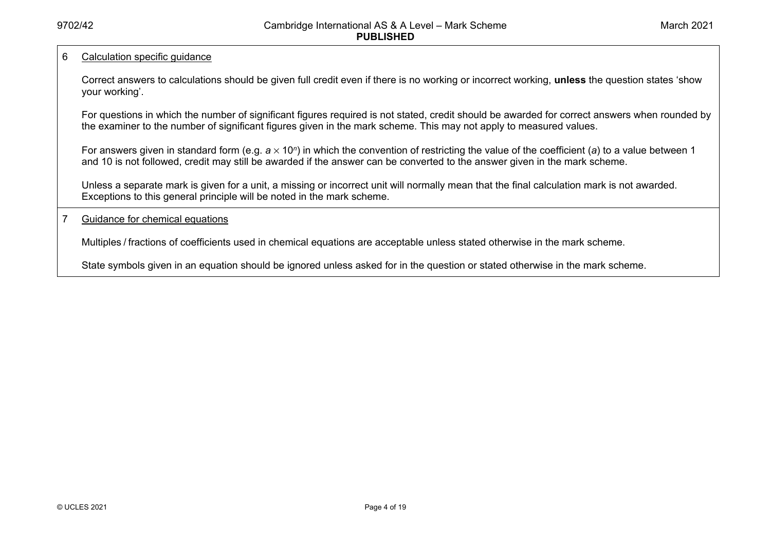6 <u>Calculation specific guidance</u>

Correct answers to calculations should be given full credit even if there is no working or incorrect working, **unless** the question states 'show your working'.

For questions in which the number of significant figures required is not stated, credit should be awarded for correct answers when rounded by the examiner to the number of significant figures given in the mark scheme. This may not apply to measured values.

For answers given in standard form (e.g. $a \times 10^n$) in which the convention of restricting the value of the coefficient ($a$) to a value between 1 and 10 is not followed, credit may still be awarded if the answer can be converted to the answer given in the mark scheme.

Unless a separate mark is given for a unit, a missing or incorrect unit will normally mean that the final calculation mark is not awarded. Exceptions to this general principle will be noted in the mark scheme.

7 <u>Guidance for chemical equations</u>

Multiples / fractions of coefficients used in chemical equations are acceptable unless stated otherwise in the mark scheme.

State symbols given in an equation should be ignored unless asked for in the question or stated otherwise in the mark scheme.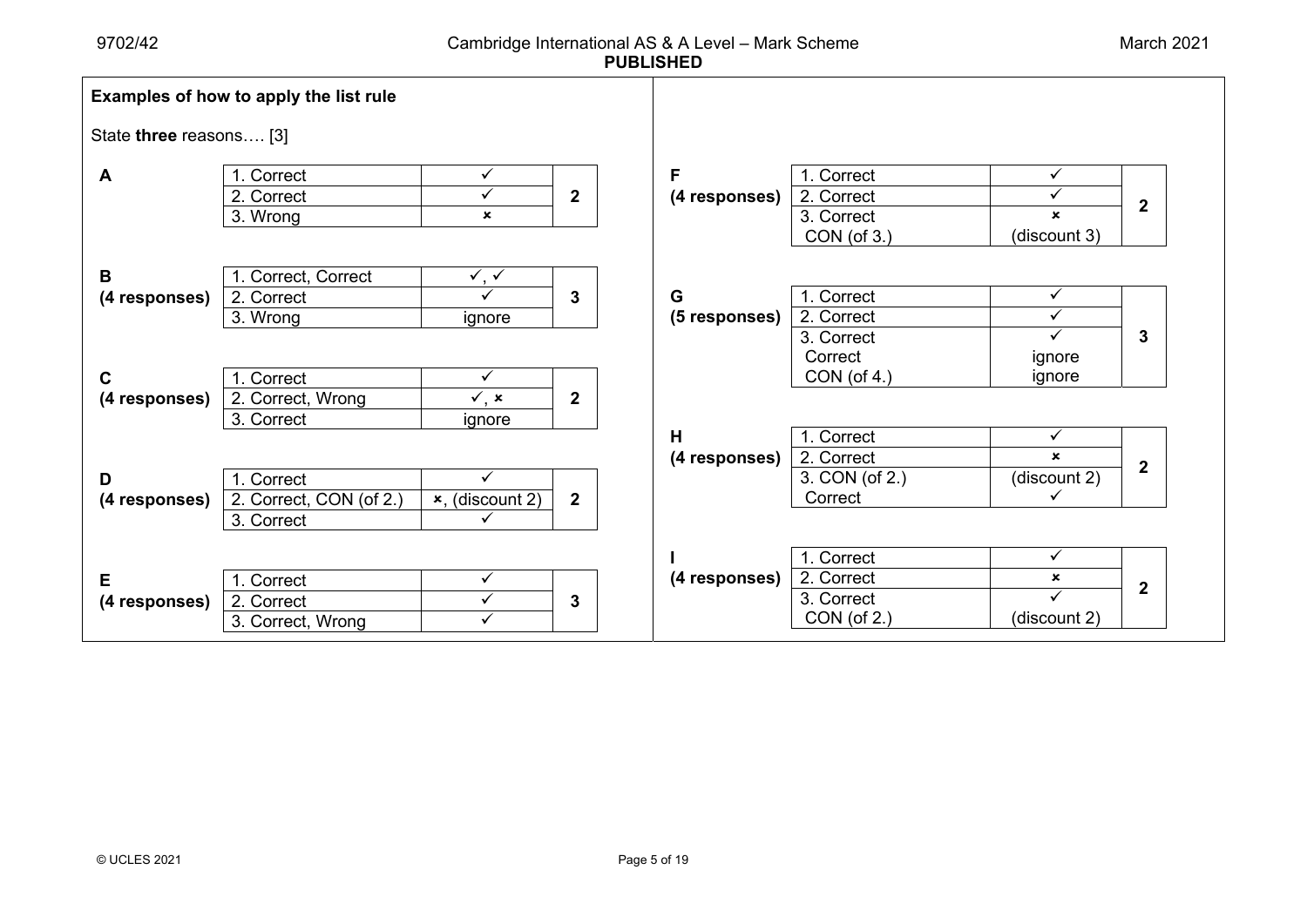**Examples of how to apply the list rule**

State **three** reasons…. [3]

**A**

| Response | Mark | Total |
|---|---|---|
| 1. Correct | ✓ | 2 |
| 2. Correct | ✓ | |
| 3. Wrong | × | |

**B (4 responses)**

| Response | Mark | Total |
|---|---|---|
| 1. Correct, Correct | ✓, ✓ | 3 |
| 2. Correct | ✓ | |
| 3. Wrong | ignore | |

**C (4 responses)**

| Response | Mark | Total |
|---|---|---|
| 1. Correct | ✓ | 2 |
| 2. Correct, Wrong | ✓, × | |
| 3. Correct | ignore | |

**D (4 responses)**

| Response | Mark | Total |
|---|---|---|
| 1. Correct | ✓ | 2 |
| 2. Correct, CON (of 2.) | ×, (discount 2) | |
| 3. Correct | ✓ | |

**E (4 responses)**

| Response | Mark | Total |
|---|---|---|
| 1. Correct | ✓ | 3 |
| 2. Correct | ✓ | |
| 3. Correct, Wrong | ✓ | |

**F (4 responses)**

| Response | Mark | Total |
|---|---|---|
| 1. Correct | ✓ | 2 |
| 2. Correct | ✓ | |
| 3. Correct<br>CON (of 3.) | ×<br>(discount 3) | |

**G (5 responses)**

| Response | Mark | Total |
|---|---|---|
| 1. Correct | ✓ | 3 |
| 2. Correct | ✓ | |
| 3. Correct<br>Correct<br>CON (of 4.) | ✓<br>ignore<br>ignore | |

**H (4 responses)**

| Response | Mark | Total |
|---|---|---|
| 1. Correct | ✓ | 2 |
| 2. Correct | × | |
| 3. CON (of 2.)<br>Correct | (discount 2)<br>✓ | |

**I (4 responses)**

| Response | Mark | Total |
|---|---|---|
| 1. Correct | ✓ | 2 |
| 2. Correct | × | |
| 3. Correct<br>CON (of 2.) | ✓<br>(discount 2) | |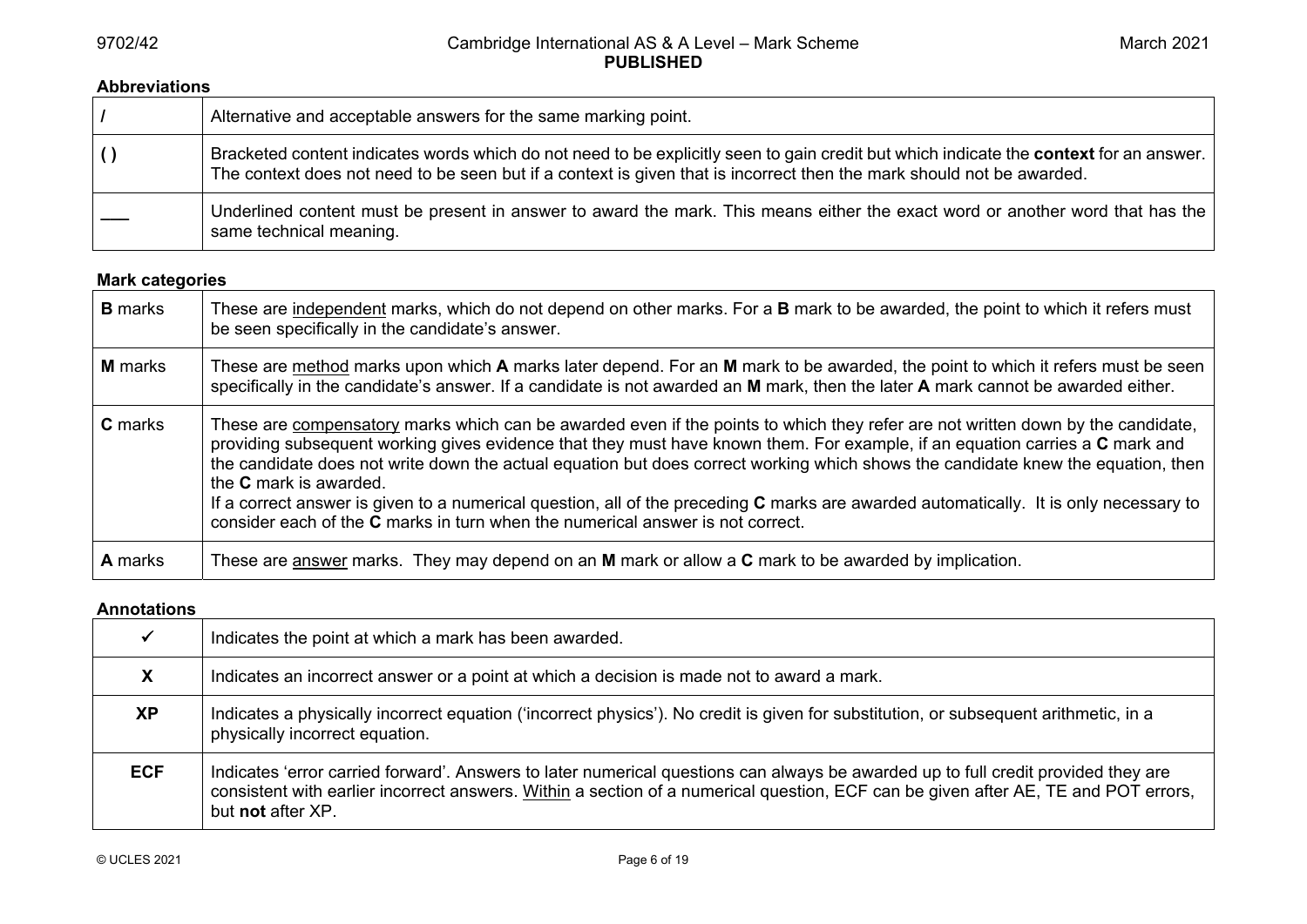### Abbreviations

| | |
|---|---|
| **/** | Alternative and acceptable answers for the same marking point. |
| **( )** | Bracketed content indicates words which do not need to be explicitly seen to gain credit but which indicate the **context** for an answer. The context does not need to be seen but if a context is given that is incorrect then the mark should not be awarded. |
| ___ | Underlined content must be present in answer to award the mark. This means either the exact word or another word that has the same technical meaning. |

### Mark categories

| | |
|---|---|
| **B** marks | These are independent marks, which do not depend on other marks. For a **B** mark to be awarded, the point to which it refers must be seen specifically in the candidate's answer. |
| **M** marks | These are method marks upon which **A** marks later depend. For an **M** mark to be awarded, the point to which it refers must be seen specifically in the candidate's answer. If a candidate is not awarded an **M** mark, then the later **A** mark cannot be awarded either. |
| **C** marks | These are compensatory marks which can be awarded even if the points to which they refer are not written down by the candidate, providing subsequent working gives evidence that they must have known them. For example, if an equation carries a **C** mark and the candidate does not write down the actual equation but does correct working which shows the candidate knew the equation, then the **C** mark is awarded.<br>If a correct answer is given to a numerical question, all of the preceding **C** marks are awarded automatically. It is only necessary to consider each of the **C** marks in turn when the numerical answer is not correct. |
| **A** marks | These are answer marks. They may depend on an **M** mark or allow a **C** mark to be awarded by implication. |

### Annotations

| | |
|---|---|
| ✓ | Indicates the point at which a mark has been awarded. |
| **X** | Indicates an incorrect answer or a point at which a decision is made not to award a mark. |
| **XP** | Indicates a physically incorrect equation ('incorrect physics'). No credit is given for substitution, or subsequent arithmetic, in a physically incorrect equation. |
| **ECF** | Indicates 'error carried forward'. Answers to later numerical questions can always be awarded up to full credit provided they are consistent with earlier incorrect answers. Within a section of a numerical question, ECF can be given after AE, TE and POT errors, but **not** after XP. |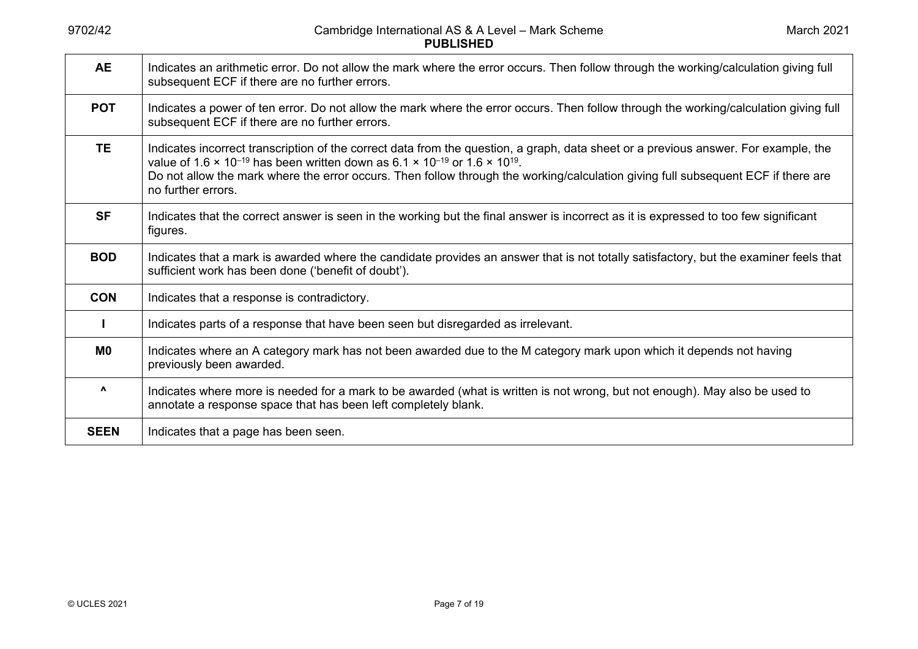| | |
|---|---|
| **AE** | Indicates an arithmetic error. Do not allow the mark where the error occurs. Then follow through the working/calculation giving full subsequent ECF if there are no further errors. |
| **POT** | Indicates a power of ten error. Do not allow the mark where the error occurs. Then follow through the working/calculation giving full subsequent ECF if there are no further errors. |
| **TE** | Indicates incorrect transcription of the correct data from the question, a graph, data sheet or a previous answer. For example, the value of $1.6 \times 10^{-19}$ has been written down as $6.1 \times 10^{-19}$ or $1.6 \times 10^{19}$. Do not allow the mark where the error occurs. Then follow through the working/calculation giving full subsequent ECF if there are no further errors. |
| **SF** | Indicates that the correct answer is seen in the working but the final answer is incorrect as it is expressed to too few significant figures. |
| **BOD** | Indicates that a mark is awarded where the candidate provides an answer that is not totally satisfactory, but the examiner feels that sufficient work has been done ('benefit of doubt'). |
| **CON** | Indicates that a response is contradictory. |
| **I** | Indicates parts of a response that have been seen but disregarded as irrelevant. |
| **M0** | Indicates where an A category mark has not been awarded due to the M category mark upon which it depends not having previously been awarded. |
| **^** | Indicates where more is needed for a mark to be awarded (what is written is not wrong, but not enough). May also be used to annotate a response space that has been left completely blank. |
| **SEEN** | Indicates that a page has been seen. |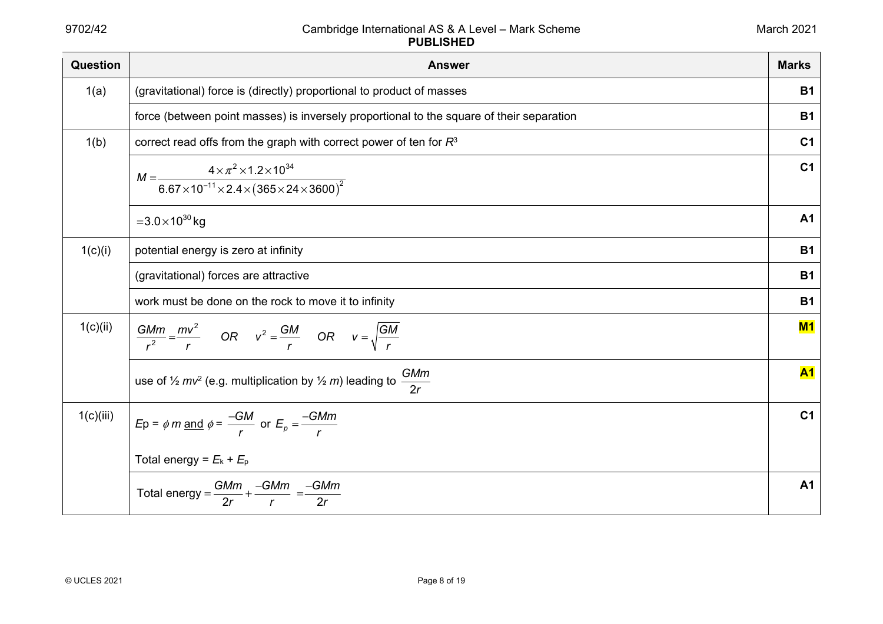| Question | Answer | Marks |
|---|---|---|
| 1(a) | (gravitational) force is (directly) proportional to product of masses | B1 |
| | force (between point masses) is inversely proportional to the square of their separation | B1 |
| 1(b) | correct read offs from the graph with correct power of ten for $R^3$ | C1 |
| | $M = \dfrac{4 \times \pi^2 \times 1.2 \times 10^{34}}{6.67 \times 10^{-11} \times 2.4 \times (365 \times 24 \times 3600)^2}$ | C1 |
| | $= 3.0 \times 10^{30}$ kg | A1 |
| 1(c)(i) | potential energy is zero at infinity | B1 |
| | (gravitational) forces are attractive | B1 |
| | work must be done on the rock to move it to infinity | B1 |
| 1(c)(ii) | $\dfrac{GMm}{r^2} = \dfrac{mv^2}{r}$ OR $v^2 = \dfrac{GM}{r}$ OR $v = \sqrt{\dfrac{GM}{r}}$ | M1 |
| | use of ½ $mv^2$ (e.g. multiplication by ½ $m$) leading to $\dfrac{GMm}{2r}$ | A1 |
| 1(c)(iii) | $E$p = $\phi\, m$ and $\phi = \dfrac{-GM}{r}$ or $E_p = \dfrac{-GMm}{r}$ <br> Total energy = $E_k + E_p$ | C1 |
| | Total energy $= \dfrac{GMm}{2r} + \dfrac{-GMm}{r} = \dfrac{-GMm}{2r}$ | A1 |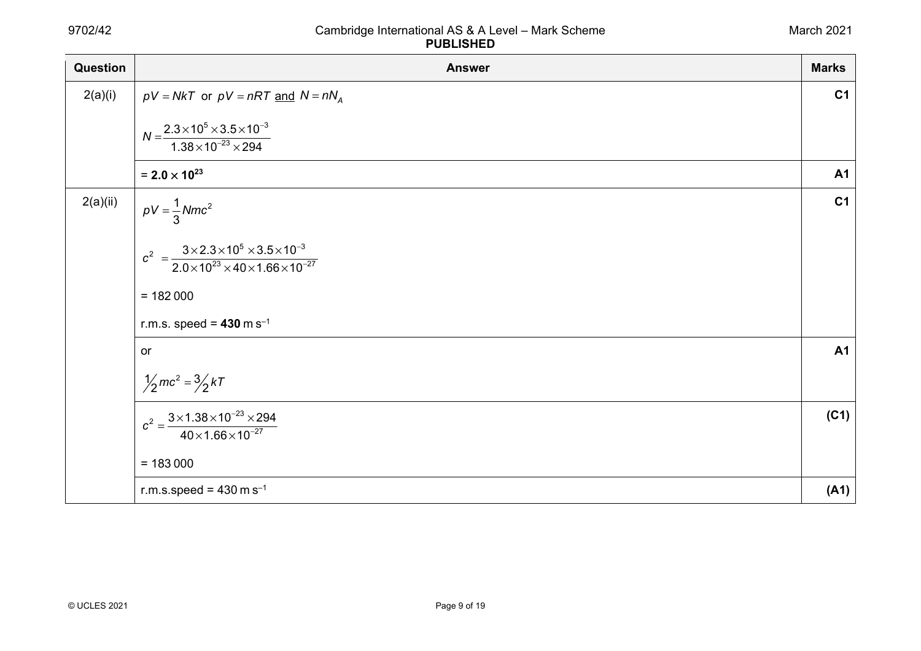| Question | Answer | Marks |
|---|---|---|
| 2(a)(i) | $pV = NkT$ or $pV = nRT$ <u>and</u> $N = nN_A$ <br><br> $N = \dfrac{2.3 \times 10^5 \times 3.5 \times 10^{-3}}{1.38 \times 10^{-23} \times 294}$ | C1 |
| | = $\mathbf{2.0 \times 10^{23}}$ | A1 |
| 2(a)(ii) | $pV = \dfrac{1}{3}Nmc^2$ <br><br> $c^2 = \dfrac{3 \times 2.3 \times 10^5 \times 3.5 \times 10^{-3}}{2.0 \times 10^{23} \times 40 \times 1.66 \times 10^{-27}}$ <br><br> = 182 000 <br><br> r.m.s. speed = **430** m s$^{-1}$ | C1 |
| | or <br><br> $\frac{1}{2}mc^2 = \frac{3}{2}kT$ | A1 |
| | $c^2 = \dfrac{3 \times 1.38 \times 10^{-23} \times 294}{40 \times 1.66 \times 10^{-27}}$ <br><br> = 183 000 | (C1) |
| | r.m.s.speed = 430 m s$^{-1}$ | (A1) |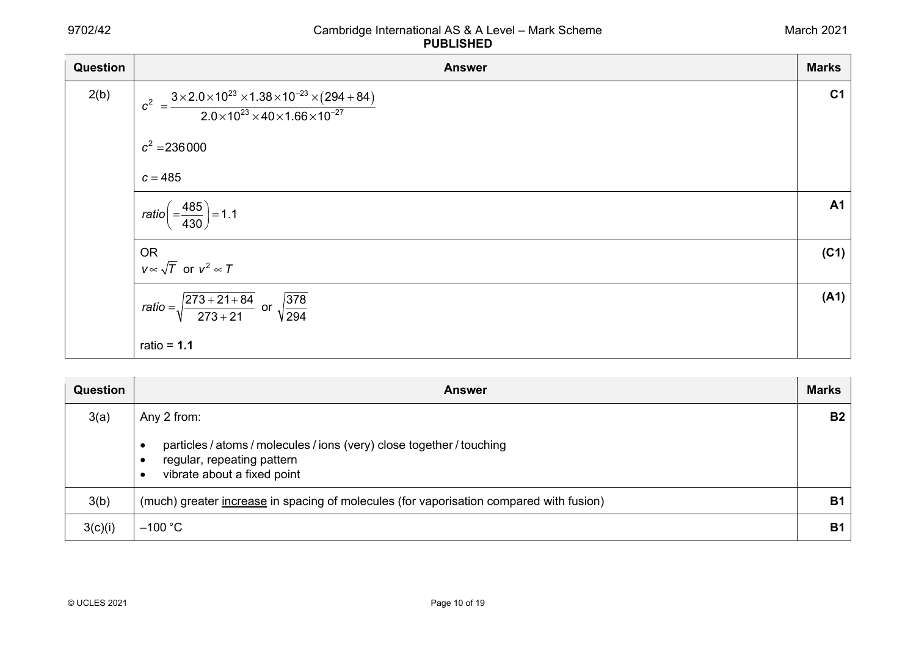| Question | Answer | Marks |
|---|---|---|
| 2(b) | $c^2 = \dfrac{3 \times 2.0 \times 10^{23} \times 1.38 \times 10^{-23} \times (294 + 84)}{2.0 \times 10^{23} \times 40 \times 1.66 \times 10^{-27}}$ <br><br> $c^2 = 236\,000$ <br><br> $c = 485$ | C1 |
| | $ratio \left( = \dfrac{485}{430} \right) = 1.1$ | A1 |
| | OR <br> $v \propto \sqrt{T}$ or $v^2 \propto T$ | (C1) |
| | $ratio = \sqrt{\dfrac{273 + 21 + 84}{273 + 21}}$ or $\sqrt{\dfrac{378}{294}}$ <br><br> ratio = **1.1** | (A1) |

| Question | Answer | Marks |
|---|---|---|
| 3(a) | Any 2 from: <br><br> • particles / atoms / molecules / ions (very) close together / touching <br> • regular, repeating pattern <br> • vibrate about a fixed point | B2 |
| 3(b) | (much) greater increase in spacing of molecules (for vaporisation compared with fusion) | B1 |
| 3(c)(i) | –100 °C | B1 |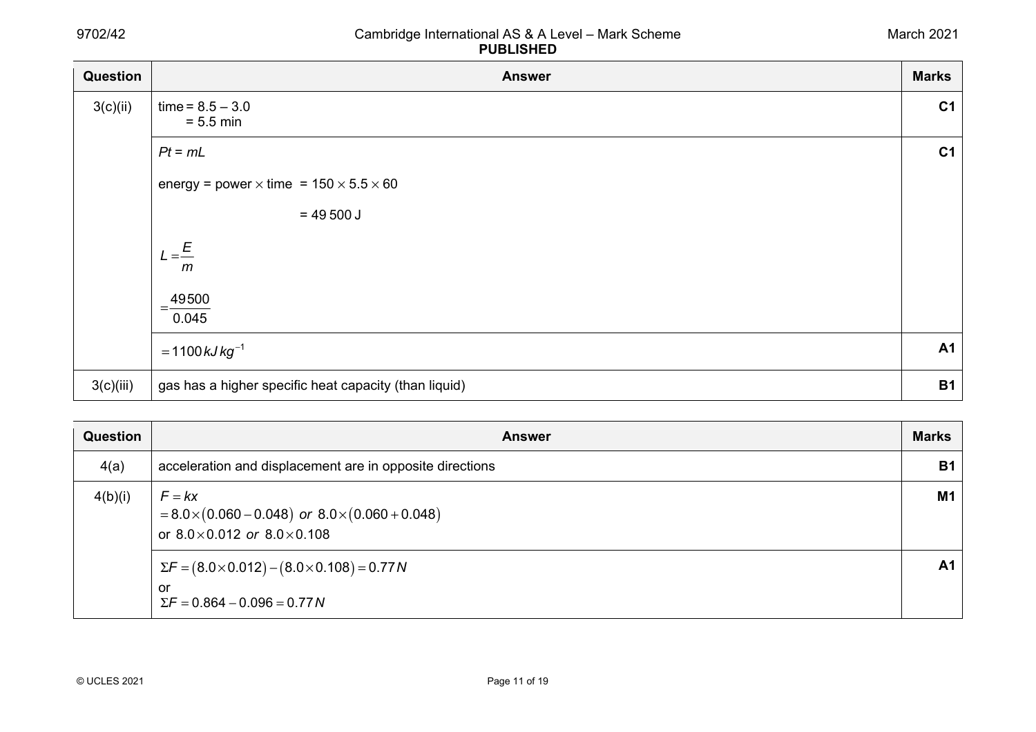| Question | Answer | Marks |
|---|---|---|
| 3(c)(ii) | time = 8.5 – 3.0<br>= 5.5 min | C1 |
| | $Pt = mL$<br><br>energy = power × time = 150 × 5.5 × 60<br><br>= 49 500 J<br><br>$L = \frac{E}{m}$<br><br>$= \frac{49500}{0.045}$ | C1 |
| | $= 1100\,kJ\,kg^{-1}$ | A1 |
| 3(c)(iii) | gas has a higher specific heat capacity (than liquid) | B1 |

| Question | Answer | Marks |
|---|---|---|
| 4(a) | acceleration and displacement are in opposite directions | B1 |
| 4(b)(i) | $F = kx$<br>$= 8.0 \times (0.060 - 0.048)$ *or* $8.0 \times (0.060 + 0.048)$<br>or $8.0 \times 0.012$ *or* $8.0 \times 0.108$ | M1 |
| | $\Sigma F = (8.0 \times 0.012) - (8.0 \times 0.108) = 0.77\,N$<br>or<br>$\Sigma F = 0.864 - 0.096 = 0.77\,N$ | A1 |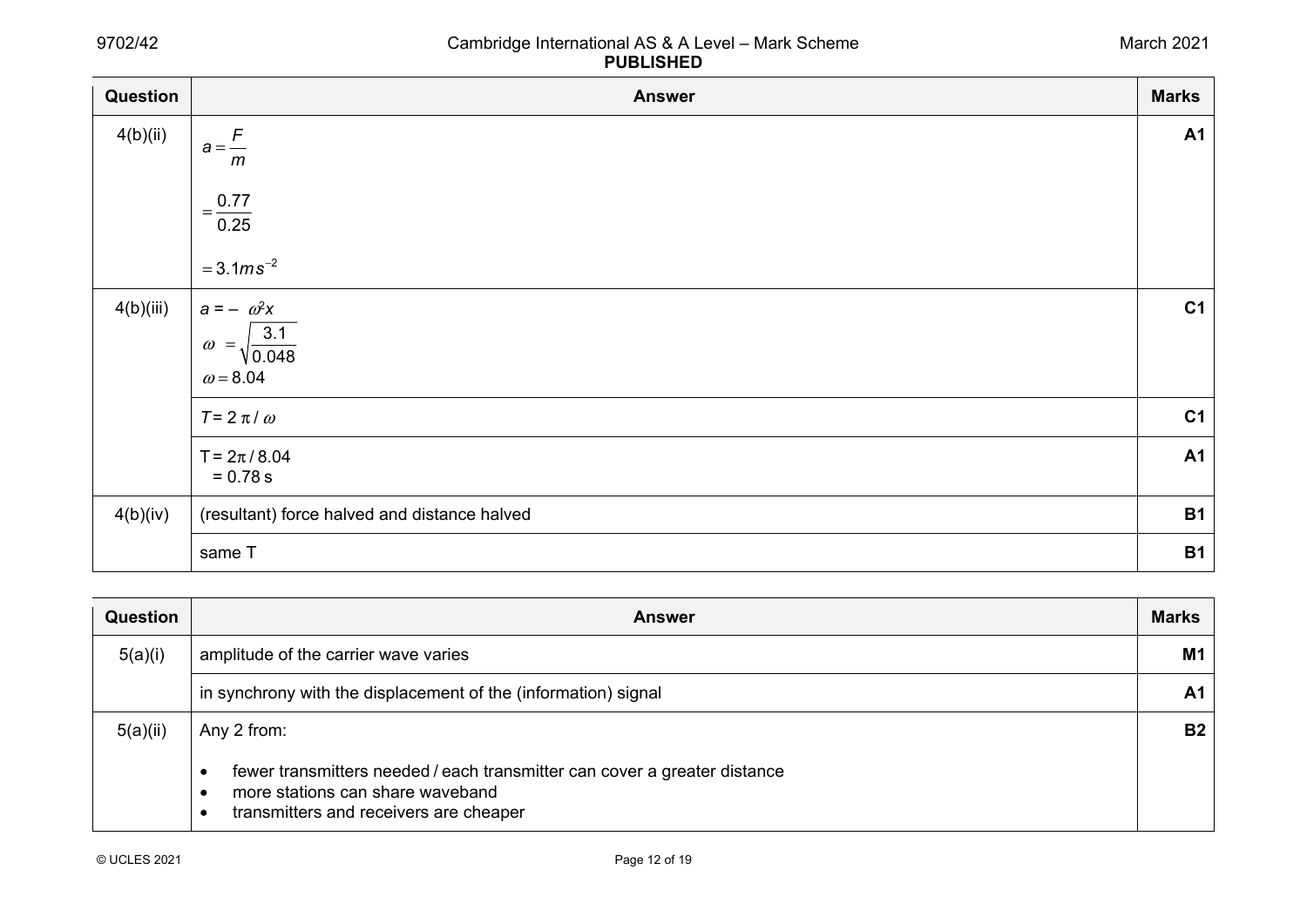| Question | Answer | Marks |
|---|---|---|
| 4(b)(ii) | $a = \dfrac{F}{m}$<br><br>$= \dfrac{0.77}{0.25}$<br><br>$= 3.1 m s^{-2}$ | A1 |
| 4(b)(iii) | $a = - \omega^2 x$<br>$\omega = \sqrt{\dfrac{3.1}{0.048}}$<br>$\omega = 8.04$ | C1 |
| | $T = 2\pi / \omega$ | C1 |
| | $T = 2\pi / 8.04$<br>$= 0.78$ s | A1 |
| 4(b)(iv) | (resultant) force halved and distance halved | B1 |
| | same T | B1 |

| Question | Answer | Marks |
|---|---|---|
| 5(a)(i) | amplitude of the carrier wave varies | M1 |
| | in synchrony with the displacement of the (information) signal | A1 |
| 5(a)(ii) | Any 2 from:<br><br>• fewer transmitters needed / each transmitter can cover a greater distance<br>• more stations can share waveband<br>• transmitters and receivers are cheaper | B2 |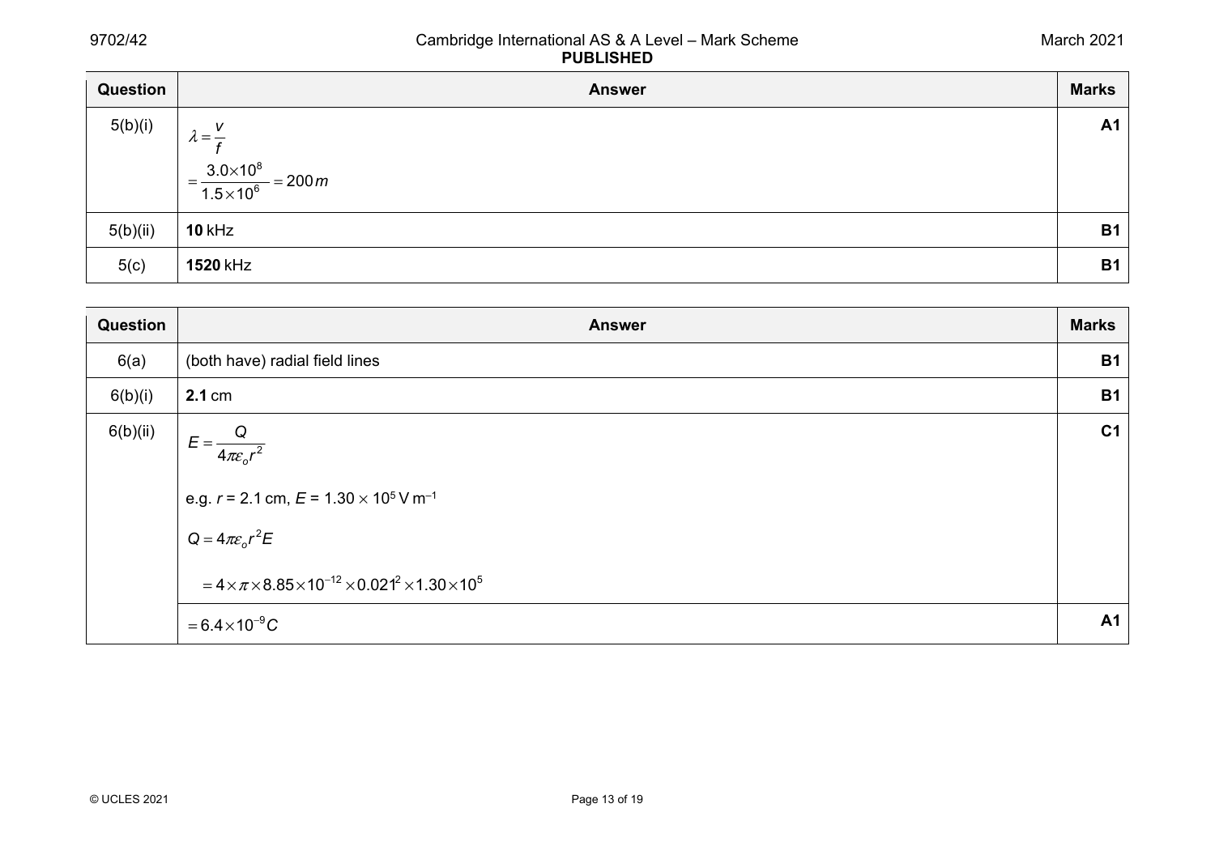| Question | Answer | Marks |
|---|---|---|
| 5(b)(i) | $\lambda = \frac{v}{f}$ <br> $= \frac{3.0 \times 10^8}{1.5 \times 10^6} = 200\,m$ | A1 |
| 5(b)(ii) | **10** kHz | B1 |
| 5(c) | **1520** kHz | B1 |

| Question | Answer | Marks |
|---|---|---|
| 6(a) | (both have) radial field lines | B1 |
| 6(b)(i) | **2.1** cm | B1 |
| 6(b)(ii) | $E = \frac{Q}{4\pi\varepsilon_o r^2}$ <br> e.g. $r$ = 2.1 cm, $E$ = 1.30 × $10^5$ V $m^{-1}$ <br> $Q = 4\pi\varepsilon_o r^2 E$ <br> $= 4 \times \pi \times 8.85 \times 10^{-12} \times 0.021^2 \times 1.30 \times 10^5$ | C1 |
| | $= 6.4 \times 10^{-9}\,C$ | A1 |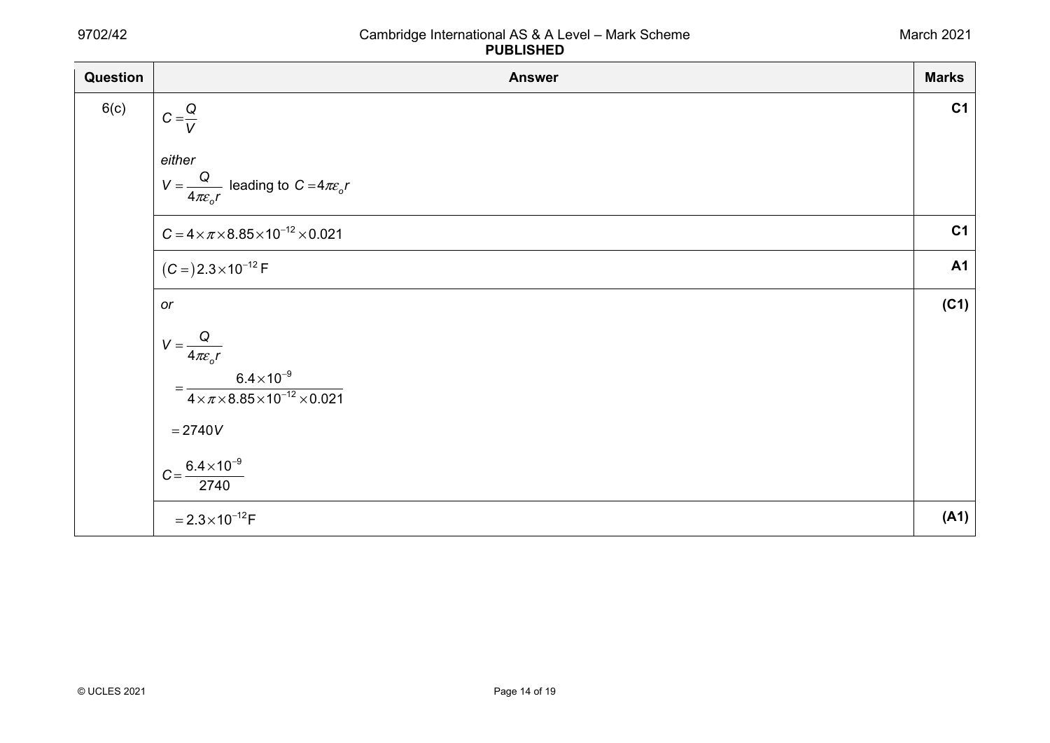| Question | Answer | Marks |
|---|---|---|
| 6(c) | $C = \dfrac{Q}{V}$ <br><br> *either* <br> $V = \dfrac{Q}{4\pi\varepsilon_o r}$ leading to $C = 4\pi\varepsilon_o r$ | **C1** |
| | $C = 4 \times \pi \times 8.85 \times 10^{-12} \times 0.021$ | **C1** |
| | $(C =) 2.3 \times 10^{-12}$ F | **A1** |
| | *or* <br><br> $V = \dfrac{Q}{4\pi\varepsilon_o r}$ <br> $= \dfrac{6.4 \times 10^{-9}}{4 \times \pi \times 8.85 \times 10^{-12} \times 0.021}$ <br> $= 2740V$ <br> $C = \dfrac{6.4 \times 10^{-9}}{2740}$ | **(C1)** |
| | $= 2.3 \times 10^{-12}$F | **(A1)** |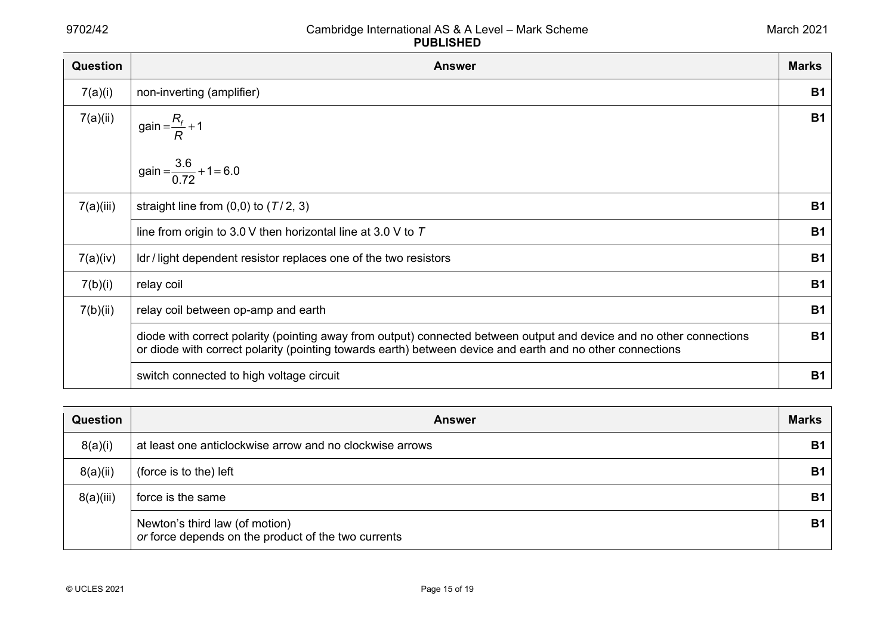| Question | Answer | Marks |
|---|---|---|
| 7(a)(i) | non-inverting (amplifier) | B1 |
| 7(a)(ii) | $\text{gain} = \dfrac{R_f}{R} + 1$ <br> $\text{gain} = \dfrac{3.6}{0.72} + 1 = 6.0$ | B1 |
| 7(a)(iii) | straight line from (0,0) to ($T$ / 2, 3) | B1 |
| | line from origin to 3.0 V then horizontal line at 3.0 V to $T$ | B1 |
| 7(a)(iv) | ldr / light dependent resistor replaces one of the two resistors | B1 |
| 7(b)(i) | relay coil | B1 |
| 7(b)(ii) | relay coil between op-amp and earth | B1 |
| | diode with correct polarity (pointing away from output) connected between output and device and no other connections or diode with correct polarity (pointing towards earth) between device and earth and no other connections | B1 |
| | switch connected to high voltage circuit | B1 |

| Question | Answer | Marks |
|---|---|---|
| 8(a)(i) | at least one anticlockwise arrow and no clockwise arrows | B1 |
| 8(a)(ii) | (force is to the) left | B1 |
| 8(a)(iii) | force is the same | B1 |
| | Newton's third law (of motion) <br> *or* force depends on the product of the two currents | B1 |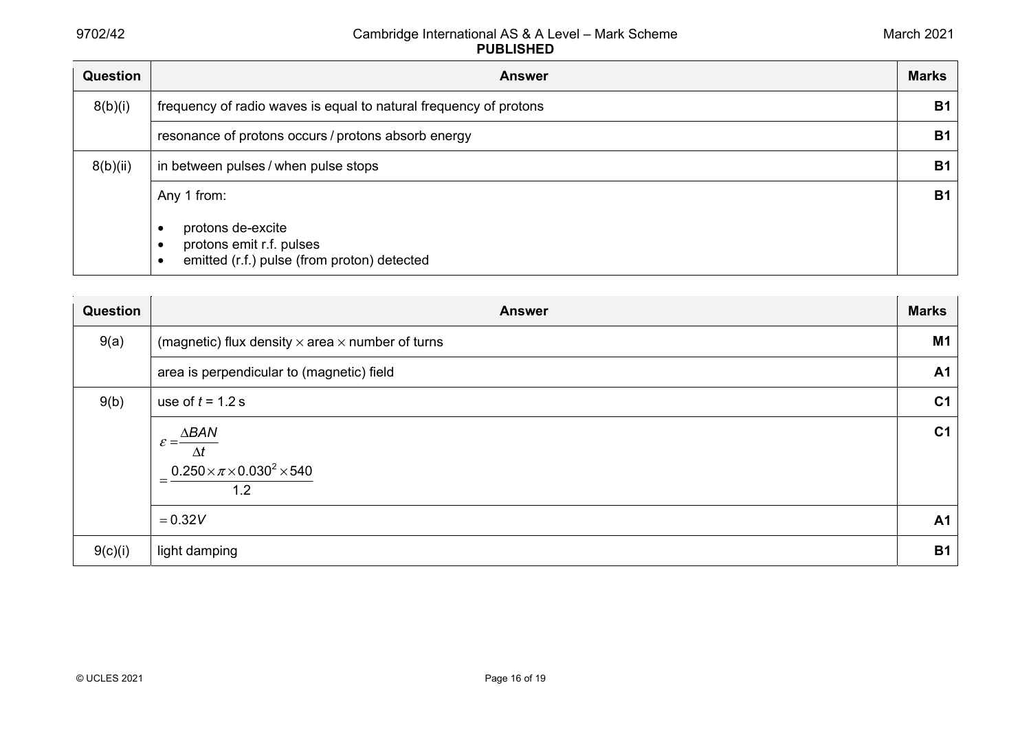| Question | Answer | Marks |
|---|---|---|
| 8(b)(i) | frequency of radio waves is equal to natural frequency of protons | B1 |
| | resonance of protons occurs / protons absorb energy | B1 |
| 8(b)(ii) | in between pulses / when pulse stops | B1 |
| | Any 1 from:<br>• protons de-excite<br>• protons emit r.f. pulses<br>• emitted (r.f.) pulse (from proton) detected | B1 |

| Question | Answer | Marks |
|---|---|---|
| 9(a) | (magnetic) flux density × area × number of turns | M1 |
| | area is perpendicular to (magnetic) field | A1 |
| 9(b) | use of $t$ = 1.2 s | C1 |
| | $\varepsilon = \dfrac{\Delta BAN}{\Delta t}$<br>$= \dfrac{0.250 \times \pi \times 0.030^2 \times 540}{1.2}$ | C1 |
| | $= 0.32V$ | A1 |
| 9(c)(i) | light damping | B1 |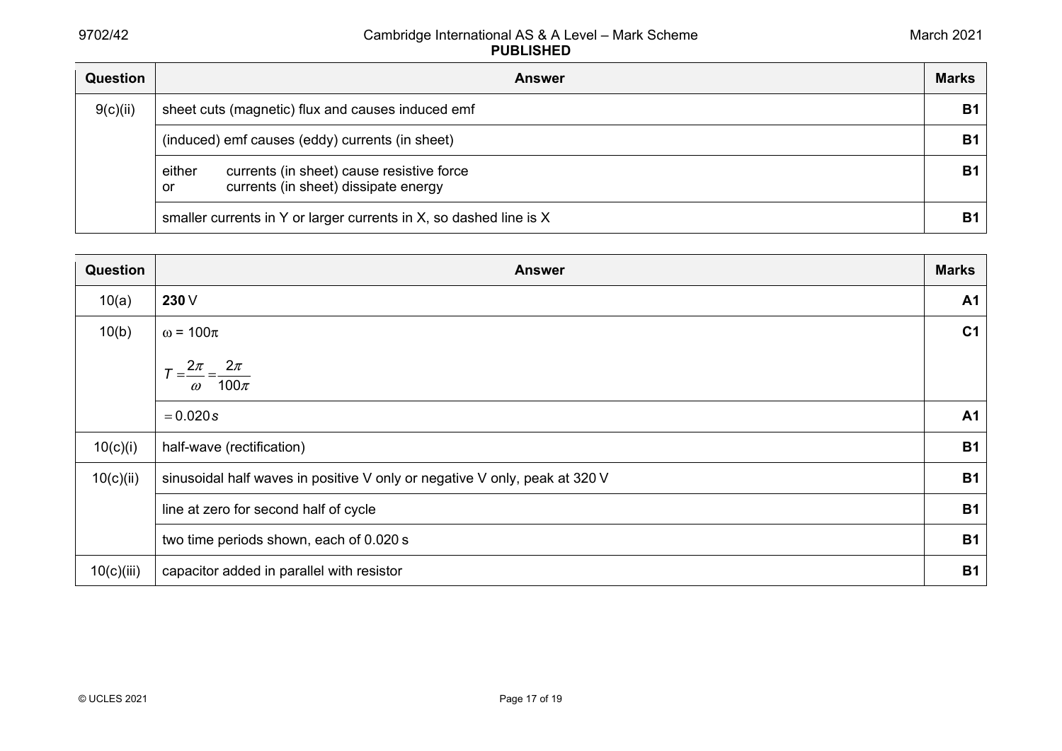| Question | Answer | Marks |
|---|---|---|
| 9(c)(ii) | sheet cuts (magnetic) flux and causes induced emf | B1 |
| | (induced) emf causes (eddy) currents (in sheet) | B1 |
| | either currents (in sheet) cause resistive force<br>or currents (in sheet) dissipate energy | B1 |
| | smaller currents in Y or larger currents in X, so dashed line is X | B1 |

| Question | Answer | Marks |
|---|---|---|
| 10(a) | **230** V | A1 |
| 10(b) | $\omega = 100\pi$<br>$T = \frac{2\pi}{\omega} = \frac{2\pi}{100\pi}$ | C1 |
| | $= 0.020\,s$ | A1 |
| 10(c)(i) | half-wave (rectification) | B1 |
| 10(c)(ii) | sinusoidal half waves in positive V only or negative V only, peak at 320 V | B1 |
| | line at zero for second half of cycle | B1 |
| | two time periods shown, each of 0.020 s | B1 |
| 10(c)(iii) | capacitor added in parallel with resistor | B1 |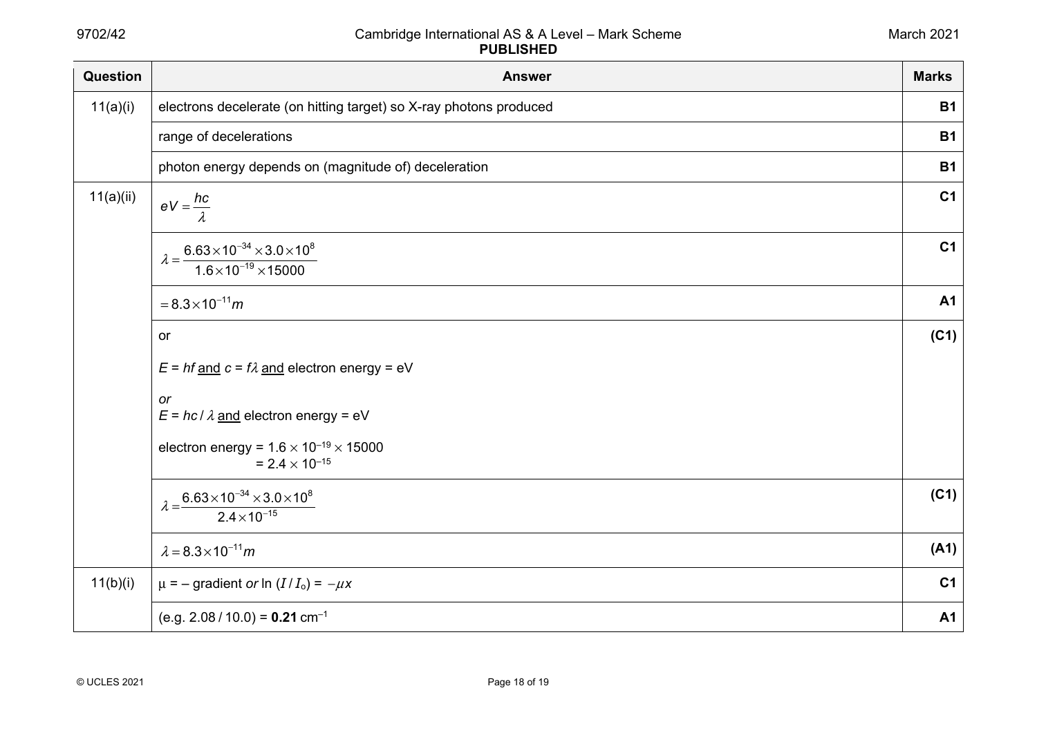| Question | Answer | Marks |
|---|---|---|
| 11(a)(i) | electrons decelerate (on hitting target) so X-ray photons produced | B1 |
| | range of decelerations | B1 |
| | photon energy depends on (magnitude of) deceleration | B1 |
| 11(a)(ii) | $eV = \frac{hc}{\lambda}$ | C1 |
| | $\lambda = \frac{6.63\times10^{-34}\times3.0\times10^{8}}{1.6\times10^{-19}\times15000}$ | C1 |
| | $=8.3\times10^{-11}m$ | A1 |
| | or<br><br>$E = hf$ <u>and</u> $c = f\lambda$ <u>and</u> electron energy = eV<br><br>*or*<br>$E = hc / \lambda$ <u>and</u> electron energy = eV<br><br>electron energy = $1.6 \times 10^{-19} \times 15000$<br>$= 2.4 \times 10^{-15}$ | (C1) |
| | $\lambda = \frac{6.63\times10^{-34}\times3.0\times10^{8}}{2.4\times10^{-15}}$ | (C1) |
| | $\lambda = 8.3\times10^{-11}m$ | (A1) |
| 11(b)(i) | $\mu$ = – gradient *or* $\ln (I / I_o) = -\mu x$ | C1 |
| | (e.g. 2.08 / 10.0) = **0.21** $cm^{-1}$ | A1 |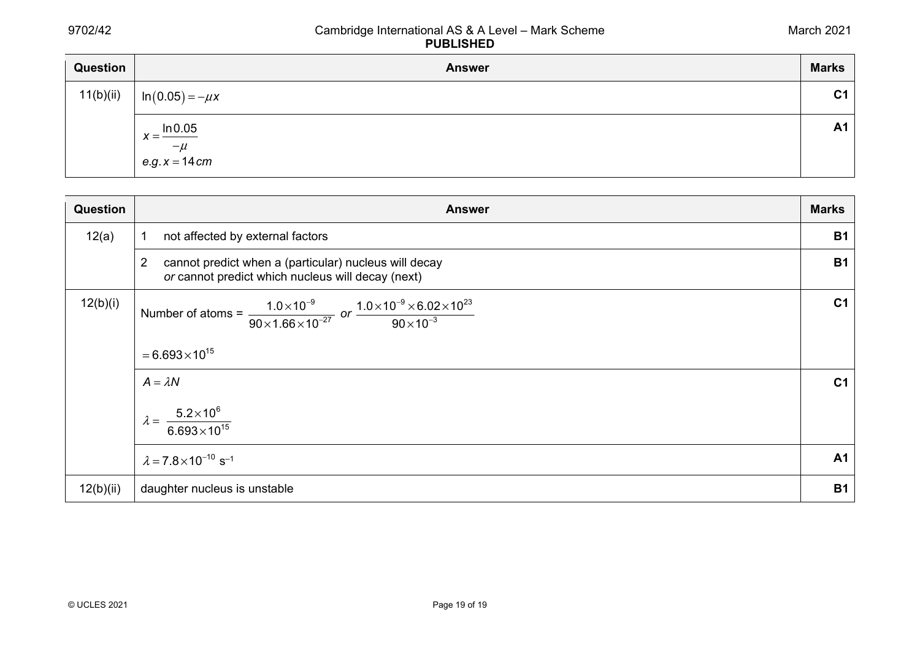| Question | Answer | Marks |
| --- | --- | --- |
| 11(b)(ii) | $\ln(0.05) = -\mu x$ | C1 |
| | $x = \dfrac{\ln 0.05}{-\mu}$ <br> *e.g.* $x = 14\,cm$ | A1 |

| Question | Answer | Marks |
| --- | --- | --- |
| 12(a) | 1 not affected by external factors | B1 |
| | 2 cannot predict when a (particular) nucleus will decay <br> *or* cannot predict which nucleus will decay (next) | B1 |
| 12(b)(i) | Number of atoms = $\dfrac{1.0\times10^{-9}}{90\times1.66\times10^{-27}}$ *or* $\dfrac{1.0\times10^{-9}\times6.02\times10^{23}}{90\times10^{-3}}$ <br> $= 6.693\times10^{15}$ | C1 |
| | $A = \lambda N$ <br> $\lambda = \dfrac{5.2\times10^{6}}{6.693\times10^{15}}$ | C1 |
| | $\lambda = 7.8\times10^{-10}\ \text{s}^{-1}$ | A1 |
| 12(b)(ii) | daughter nucleus is unstable | B1 |